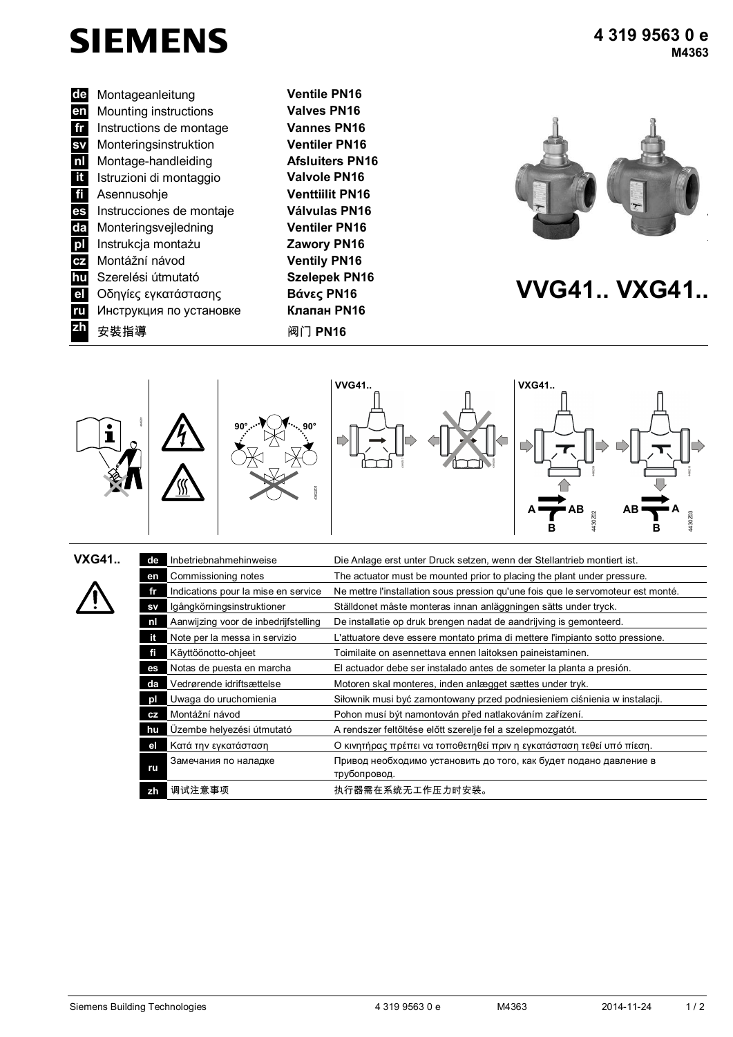# SIEMENS

**4 319 9563 0 e**
**M4363**

| | | |
|---|---|---|
| de | Montageanleitung | **Ventile PN16** |
| en | Mounting instructions | **Valves PN16** |
| fr | Instructions de montage | **Vannes PN16** |
| sv | Monteringsinstruktion | **Ventiler PN16** |
| nl | Montage-handleiding | **Afsluiters PN16** |
| it | Istruzioni di montaggio | **Valvole PN16** |
| fi | Asennusohje | **Venttiilit PN16** |
| es | Instrucciones de montaje | **Válvulas PN16** |
| da | Monteringsvejledning | **Ventiler PN16** |
| pl | Instrukcja montażu | **Zawory PN16** |
| cz | Montážní návod | **Ventily PN16** |
| hu | Szerelési útmutató | **Szelepek PN16** |
| el | Οδηγίες εγκατάστασης | **Βάνες PN16** |
| ru | Инструкция по установке | **Клапан PN16** |
| zh | 安裝指導 | 阀门 **PN16** |

# VVG41.. VXG41..

90° 90°

VVG41..

VXG41..

A → AB, B

AB → A, B

## VXG41..

| | | |
|---|---|---|
| de | Inbetriebnahmehinweise | Die Anlage erst unter Druck setzen, wenn der Stellantrieb montiert ist. |
| en | Commissioning notes | The actuator must be mounted prior to placing the plant under pressure. |
| fr | Indications pour la mise en service | Ne mettre l'installation sous pression qu'une fois que le servomoteur est monté. |
| sv | Igångkörningsinstruktioner | Ställdonet måste monteras innan anläggningen sätts under tryck. |
| nl | Aanwijzing voor de inbedrijfstelling | De installatie op druk brengen nadat de aandrijving is gemonteerd. |
| it | Note per la messa in servizio | L'attuatore deve essere montato prima di mettere l'impianto sotto pressione. |
| fi | Käyttöönotto-ohjeet | Toimilaite on asennettava ennen laitoksen paineistaminen. |
| es | Notas de puesta en marcha | El actuador debe ser instalado antes de someter la planta a presión. |
| da | Vedrørende idriftsættelse | Motoren skal monteres, inden anlægget sættes under tryk. |
| pl | Uwaga do uruchomienia | Siłownik musi być zamontowany przed podniesieniem ciśnienia w instalacji. |
| cz | Montážní návod | Pohon musí být namontován před natlakováním zařízení. |
| hu | Üzembe helyezési útmutató | A rendszer feltöltése előtt szerelje fel a szelepmozgatót. |
| el | Κατά την εγκατάσταση | Ο κινητήρας πρέπει να τοποθετηθεί πριν η εγκατάσταση τεθεί υπό πίεση. |
| ru | Замечания по наладке | Привод необходимо установить до того, как будет подано давление в трубопровод. |
| zh | 调试注意事项 | 执行器需在系统无工作压力时安装。 |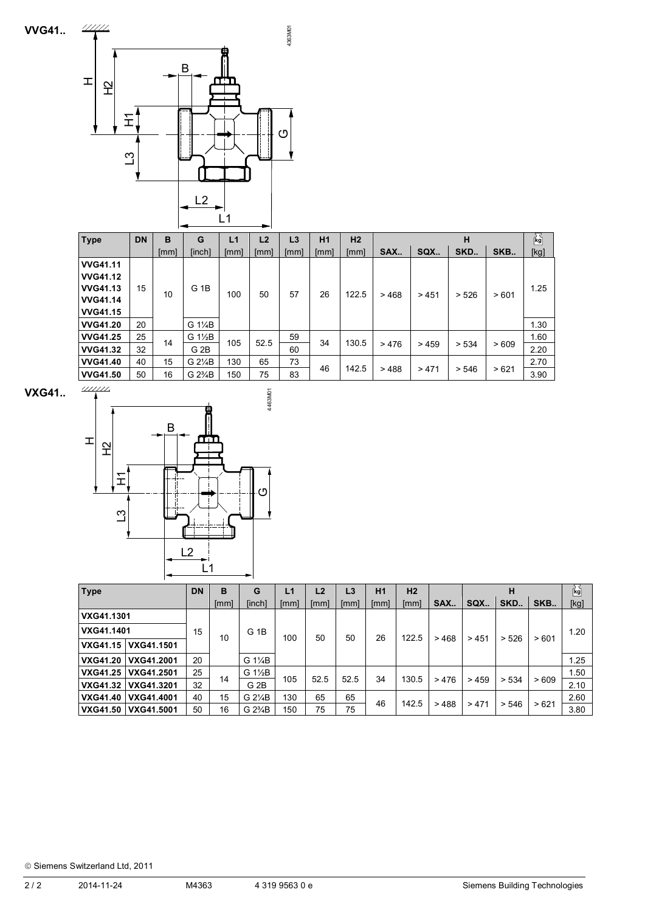**VVG41..**

H
H2
H1
L3
B
G
L2
L1

4363M01

| Type | DN | B | G | L1 | L2 | L3 | H1 | H2 | H | | | | kg |
|---|---|---|---|---|---|---|---|---|---|---|---|---|---|
| | | [mm] | [inch] | [mm] | [mm] | [mm] | [mm] | [mm] | SAX.. | SQX.. | SKD.. | SKB.. | [kg] |
| VVG41.11 VVG41.12 VVG41.13 VVG41.14 VVG41.15 | 15 | 10 | G 1B | 100 | 50 | 57 | 26 | 122.5 | > 468 | > 451 | > 526 | > 601 | 1.25 |
| VVG41.20 | 20 | | G 1¼B | | | | | | | | | | 1.30 |
| VVG41.25 | 25 | 14 | G 1½B | 105 | 52.5 | 59 | 34 | 130.5 | > 476 | > 459 | > 534 | > 609 | 1.60 |
| VVG41.32 | 32 | | G 2B | | | 60 | | | | | | | 2.20 |
| VVG41.40 | 40 | 15 | G 2¼B | 130 | 65 | 73 | 46 | 142.5 | > 488 | > 471 | > 546 | > 621 | 2.70 |
| VVG41.50 | 50 | 16 | G 2¾B | 150 | 75 | 83 | | | | | | | 3.90 |

**VXG41..**

H
H2
H1
L3
B
G
L2
L1

4463M01

| Type | | DN | B | G | L1 | L2 | L3 | H1 | H2 | H | | | | kg |
|---|---|---|---|---|---|---|---|---|---|---|---|---|---|---|
| | | | [mm] | [inch] | [mm] | [mm] | [mm] | [mm] | [mm] | SAX.. | SQX.. | SKD.. | SKB.. | [kg] |
| VXG41.1301 | | 15 | 10 | G 1B | 100 | 50 | 50 | 26 | 122.5 | > 468 | > 451 | > 526 | > 601 | 1.20 |
| VXG41.1401 | | | | | | | | | | | | | | |
| VXG41.15 | VXG41.1501 | | | | | | | | | | | | | |
| VXG41.20 | VXG41.2001 | 20 | | G 1¼B | | | | | | | | | | 1.25 |
| VXG41.25 | VXG41.2501 | 25 | 14 | G 1½B | 105 | 52.5 | 52.5 | 34 | 130.5 | > 476 | > 459 | > 534 | > 609 | 1.50 |
| VXG41.32 | VXG41.3201 | 32 | | G 2B | | | | | | | | | | 2.10 |
| VXG41.40 | VXG41.4001 | 40 | 15 | G 2¼B | 130 | 65 | 65 | 46 | 142.5 | > 488 | > 471 | > 546 | > 621 | 2.60 |
| VXG41.50 | VXG41.5001 | 50 | 16 | G 2¾B | 150 | 75 | 75 | | | | | | | 3.80 |

© Siemens Switzerland Ltd, 2011